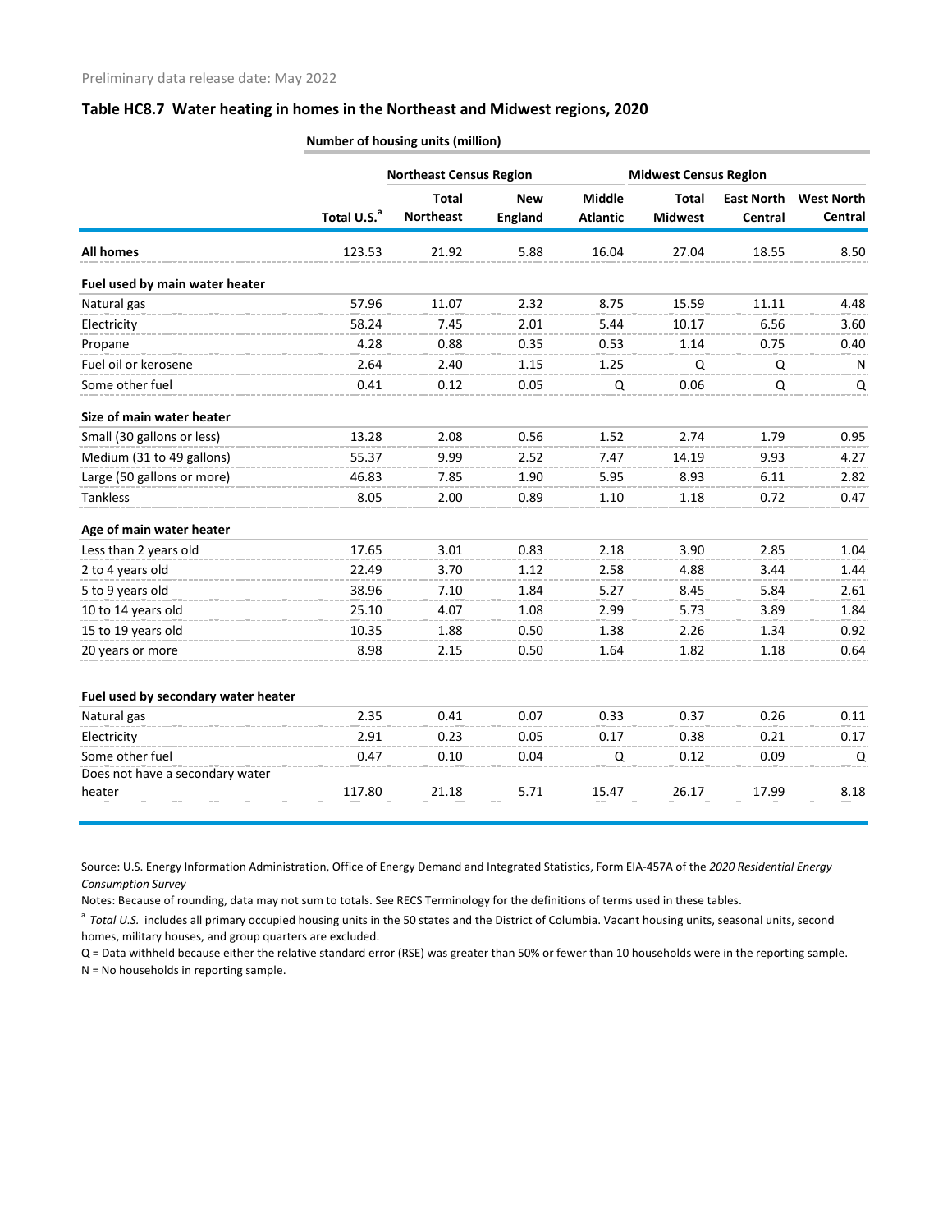Preliminary data release date: May 2022

## Table HC8.7 Water heating in homes in the Northeast and Midwest regions, 2020

| | Number of housing units (million) | | | | | | |
|---|---|---|---|---|---|---|---|
| | | Northeast Census Region | | | Midwest Census Region | | |
| | Total U.S.[a] | Total Northeast | New England | Middle Atlantic | Total Midwest | East North Central | West North Central |
| **All homes** | 123.53 | 21.92 | 5.88 | 16.04 | 27.04 | 18.55 | 8.50 |
| **Fuel used by main water heater** | | | | | | | |
| Natural gas | 57.96 | 11.07 | 2.32 | 8.75 | 15.59 | 11.11 | 4.48 |
| Electricity | 58.24 | 7.45 | 2.01 | 5.44 | 10.17 | 6.56 | 3.60 |
| Propane | 4.28 | 0.88 | 0.35 | 0.53 | 1.14 | 0.75 | 0.40 |
| Fuel oil or kerosene | 2.64 | 2.40 | 1.15 | 1.25 | Q | Q | N |
| Some other fuel | 0.41 | 0.12 | 0.05 | Q | 0.06 | Q | Q |
| **Size of main water heater** | | | | | | | |
| Small (30 gallons or less) | 13.28 | 2.08 | 0.56 | 1.52 | 2.74 | 1.79 | 0.95 |
| Medium (31 to 49 gallons) | 55.37 | 9.99 | 2.52 | 7.47 | 14.19 | 9.93 | 4.27 |
| Large (50 gallons or more) | 46.83 | 7.85 | 1.90 | 5.95 | 8.93 | 6.11 | 2.82 |
| Tankless | 8.05 | 2.00 | 0.89 | 1.10 | 1.18 | 0.72 | 0.47 |
| **Age of main water heater** | | | | | | | |
| Less than 2 years old | 17.65 | 3.01 | 0.83 | 2.18 | 3.90 | 2.85 | 1.04 |
| 2 to 4 years old | 22.49 | 3.70 | 1.12 | 2.58 | 4.88 | 3.44 | 1.44 |
| 5 to 9 years old | 38.96 | 7.10 | 1.84 | 5.27 | 8.45 | 5.84 | 2.61 |
| 10 to 14 years old | 25.10 | 4.07 | 1.08 | 2.99 | 5.73 | 3.89 | 1.84 |
| 15 to 19 years old | 10.35 | 1.88 | 0.50 | 1.38 | 2.26 | 1.34 | 0.92 |
| 20 years or more | 8.98 | 2.15 | 0.50 | 1.64 | 1.82 | 1.18 | 0.64 |
| **Fuel used by secondary water heater** | | | | | | | |
| Natural gas | 2.35 | 0.41 | 0.07 | 0.33 | 0.37 | 0.26 | 0.11 |
| Electricity | 2.91 | 0.23 | 0.05 | 0.17 | 0.38 | 0.21 | 0.17 |
| Some other fuel | 0.47 | 0.10 | 0.04 | Q | 0.12 | 0.09 | Q |
| Does not have a secondary water heater | 117.80 | 21.18 | 5.71 | 15.47 | 26.17 | 17.99 | 8.18 |

Source: U.S. Energy Information Administration, Office of Energy Demand and Integrated Statistics, Form EIA-457A of the *2020 Residential Energy Consumption Survey*

Notes: Because of rounding, data may not sum to totals. See RECS Terminology for the definitions of terms used in these tables.

[a] *Total U.S.* includes all primary occupied housing units in the 50 states and the District of Columbia. Vacant housing units, seasonal units, second homes, military houses, and group quarters are excluded.

Q = Data withheld because either the relative standard error (RSE) was greater than 50% or fewer than 10 households were in the reporting sample.

N = No households in reporting sample.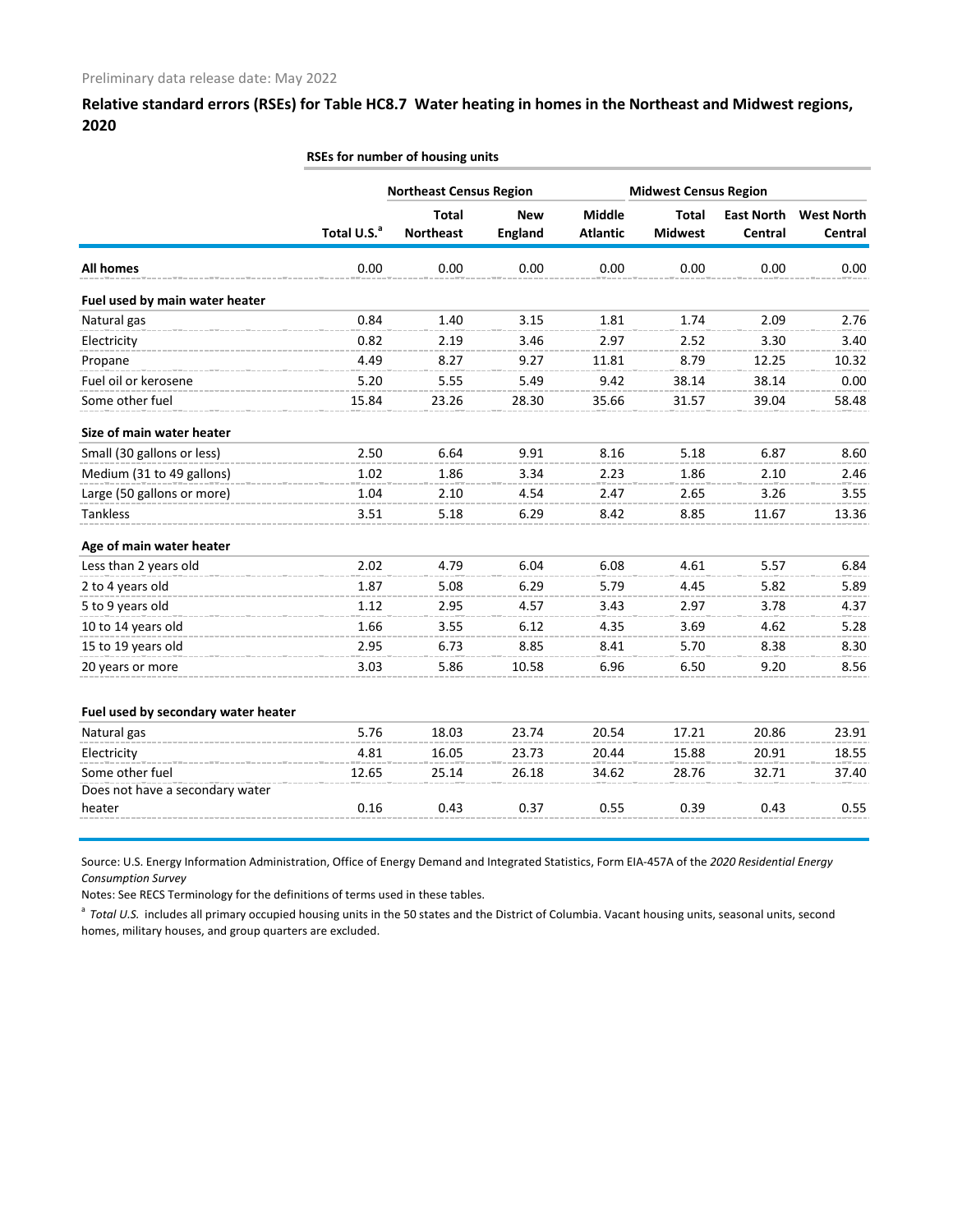Preliminary data release date: May 2022

## Relative standard errors (RSEs) for Table HC8.7 Water heating in homes in the Northeast and Midwest regions, 2020

| | RSEs for number of housing units | | | | | | |
|---|---|---|---|---|---|---|---|
| | | Northeast Census Region | | | Midwest Census Region | | |
| | Total U.S.[a] | Total Northeast | New England | Middle Atlantic | Total Midwest | East North Central | West North Central |
| **All homes** | 0.00 | 0.00 | 0.00 | 0.00 | 0.00 | 0.00 | 0.00 |
| **Fuel used by main water heater** | | | | | | | |
| Natural gas | 0.84 | 1.40 | 3.15 | 1.81 | 1.74 | 2.09 | 2.76 |
| Electricity | 0.82 | 2.19 | 3.46 | 2.97 | 2.52 | 3.30 | 3.40 |
| Propane | 4.49 | 8.27 | 9.27 | 11.81 | 8.79 | 12.25 | 10.32 |
| Fuel oil or kerosene | 5.20 | 5.55 | 5.49 | 9.42 | 38.14 | 38.14 | 0.00 |
| Some other fuel | 15.84 | 23.26 | 28.30 | 35.66 | 31.57 | 39.04 | 58.48 |
| **Size of main water heater** | | | | | | | |
| Small (30 gallons or less) | 2.50 | 6.64 | 9.91 | 8.16 | 5.18 | 6.87 | 8.60 |
| Medium (31 to 49 gallons) | 1.02 | 1.86 | 3.34 | 2.23 | 1.86 | 2.10 | 2.46 |
| Large (50 gallons or more) | 1.04 | 2.10 | 4.54 | 2.47 | 2.65 | 3.26 | 3.55 |
| Tankless | 3.51 | 5.18 | 6.29 | 8.42 | 8.85 | 11.67 | 13.36 |
| **Age of main water heater** | | | | | | | |
| Less than 2 years old | 2.02 | 4.79 | 6.04 | 6.08 | 4.61 | 5.57 | 6.84 |
| 2 to 4 years old | 1.87 | 5.08 | 6.29 | 5.79 | 4.45 | 5.82 | 5.89 |
| 5 to 9 years old | 1.12 | 2.95 | 4.57 | 3.43 | 2.97 | 3.78 | 4.37 |
| 10 to 14 years old | 1.66 | 3.55 | 6.12 | 4.35 | 3.69 | 4.62 | 5.28 |
| 15 to 19 years old | 2.95 | 6.73 | 8.85 | 8.41 | 5.70 | 8.38 | 8.30 |
| 20 years or more | 3.03 | 5.86 | 10.58 | 6.96 | 6.50 | 9.20 | 8.56 |
| **Fuel used by secondary water heater** | | | | | | | |
| Natural gas | 5.76 | 18.03 | 23.74 | 20.54 | 17.21 | 20.86 | 23.91 |
| Electricity | 4.81 | 16.05 | 23.73 | 20.44 | 15.88 | 20.91 | 18.55 |
| Some other fuel | 12.65 | 25.14 | 26.18 | 34.62 | 28.76 | 32.71 | 37.40 |
| Does not have a secondary water heater | 0.16 | 0.43 | 0.37 | 0.55 | 0.39 | 0.43 | 0.55 |

Source: U.S. Energy Information Administration, Office of Energy Demand and Integrated Statistics, Form EIA-457A of the *2020 Residential Energy Consumption Survey*

Notes: See RECS Terminology for the definitions of terms used in these tables.

[a] *Total U.S.* includes all primary occupied housing units in the 50 states and the District of Columbia. Vacant housing units, seasonal units, second homes, military houses, and group quarters are excluded.